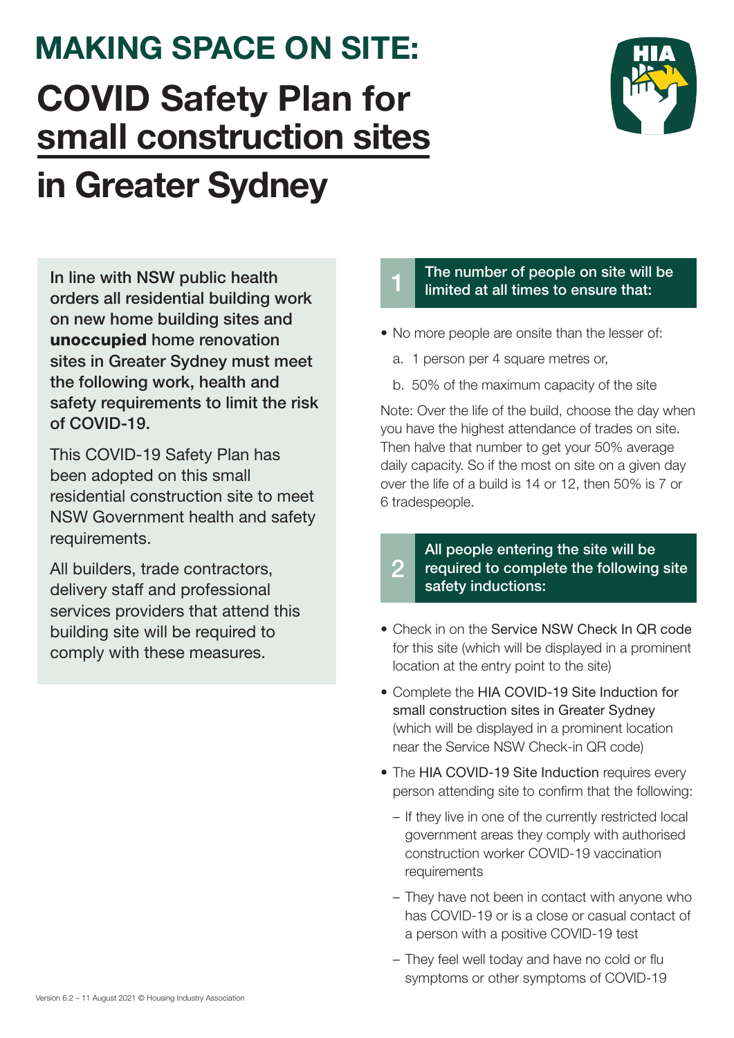# MAKING SPACE ON SITE:

# COVID Safety Plan for small construction sites in Greater Sydney

**In line with NSW public health orders all residential building work on new home building sites and unoccupied home renovation sites in Greater Sydney must meet the following work, health and safety requirements to limit the risk of COVID-19.**

This COVID-19 Safety Plan has been adopted on this small residential construction site to meet NSW Government health and safety requirements.

All builders, trade contractors, delivery staff and professional services providers that attend this building site will be required to comply with these measures.

## 1 The number of people on site will be limited at all times to ensure that:

- No more people are onsite than the lesser of:
  a. 1 person per 4 square metres or,
  b. 50% of the maximum capacity of the site

Note: Over the life of the build, choose the day when you have the highest attendance of trades on site. Then halve that number to get your 50% average daily capacity. So if the most on site on a given day over the life of a build is 14 or 12, then 50% is 7 or 6 tradespeople.

## 2 All people entering the site will be required to complete the following site safety inductions:

- Check in on the Service NSW Check In QR code for this site (which will be displayed in a prominent location at the entry point to the site)
- Complete the HIA COVID-19 Site Induction for small construction sites in Greater Sydney (which will be displayed in a prominent location near the Service NSW Check-in QR code)
- The HIA COVID-19 Site Induction requires every person attending site to confirm that the following:
  - If they live in one of the currently restricted local government areas they comply with authorised construction worker COVID-19 vaccination requirements
  - They have not been in contact with anyone who has COVID-19 or is a close or casual contact of a person with a positive COVID-19 test
  - They feel well today and have no cold or flu symptoms or other symptoms of COVID-19

Version 6.2 – 11 August 2021 © Housing Industry Association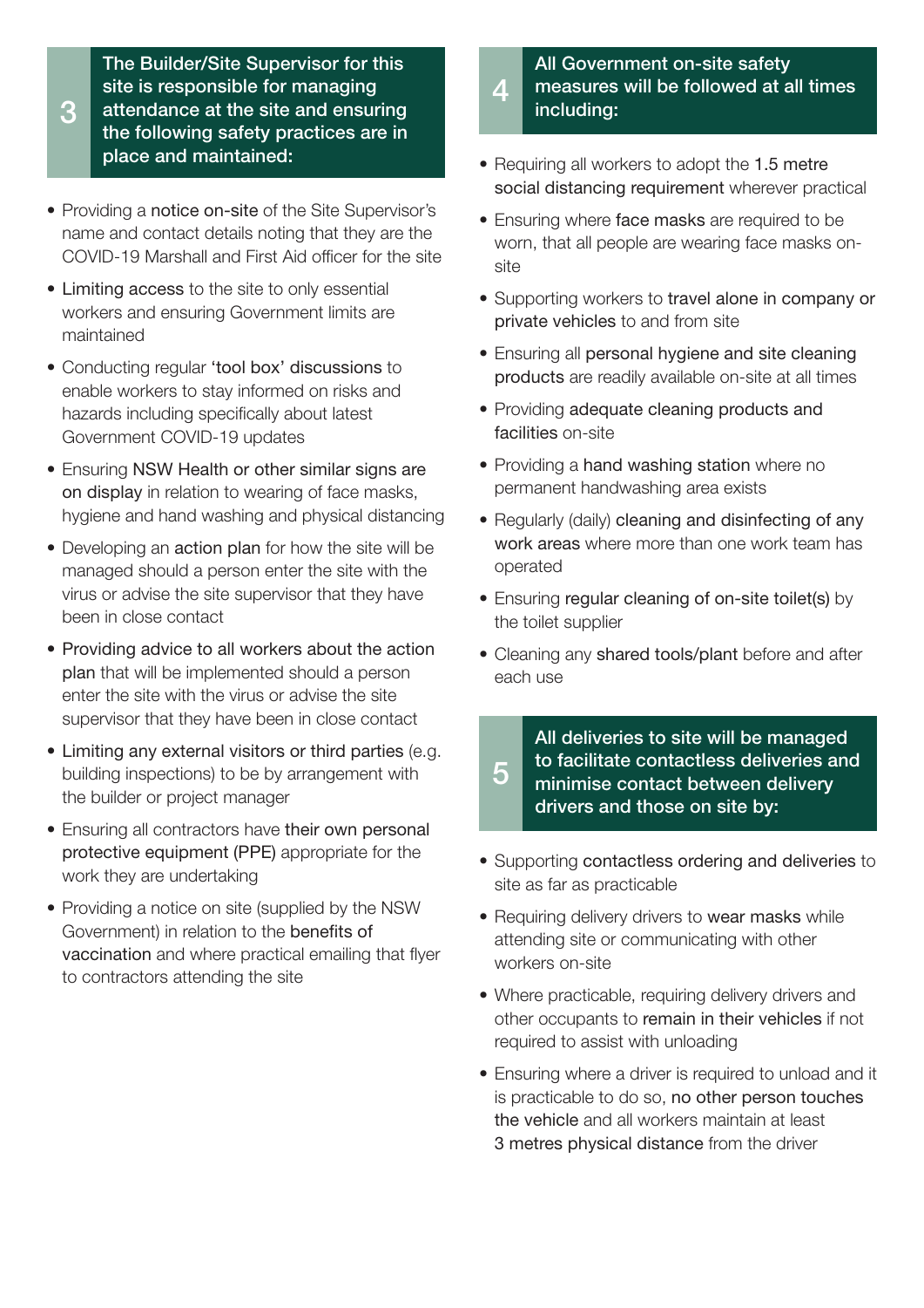## 3 The Builder/Site Supervisor for this site is responsible for managing attendance at the site and ensuring the following safety practices are in place and maintained:

- Providing a notice on-site of the Site Supervisor's name and contact details noting that they are the COVID-19 Marshall and First Aid officer for the site
- Limiting access to the site to only essential workers and ensuring Government limits are maintained
- Conducting regular 'tool box' discussions to enable workers to stay informed on risks and hazards including specifically about latest Government COVID-19 updates
- Ensuring NSW Health or other similar signs are on display in relation to wearing of face masks, hygiene and hand washing and physical distancing
- Developing an action plan for how the site will be managed should a person enter the site with the virus or advise the site supervisor that they have been in close contact
- Providing advice to all workers about the action plan that will be implemented should a person enter the site with the virus or advise the site supervisor that they have been in close contact
- Limiting any external visitors or third parties (e.g. building inspections) to be by arrangement with the builder or project manager
- Ensuring all contractors have their own personal protective equipment (PPE) appropriate for the work they are undertaking
- Providing a notice on site (supplied by the NSW Government) in relation to the benefits of vaccination and where practical emailing that flyer to contractors attending the site

## 4 All Government on-site safety measures will be followed at all times including:

- Requiring all workers to adopt the 1.5 metre social distancing requirement wherever practical
- Ensuring where face masks are required to be worn, that all people are wearing face masks on-site
- Supporting workers to travel alone in company or private vehicles to and from site
- Ensuring all personal hygiene and site cleaning products are readily available on-site at all times
- Providing adequate cleaning products and facilities on-site
- Providing a hand washing station where no permanent handwashing area exists
- Regularly (daily) cleaning and disinfecting of any work areas where more than one work team has operated
- Ensuring regular cleaning of on-site toilet(s) by the toilet supplier
- Cleaning any shared tools/plant before and after each use

## 5 All deliveries to site will be managed to facilitate contactless deliveries and minimise contact between delivery drivers and those on site by:

- Supporting contactless ordering and deliveries to site as far as practicable
- Requiring delivery drivers to wear masks while attending site or communicating with other workers on-site
- Where practicable, requiring delivery drivers and other occupants to remain in their vehicles if not required to assist with unloading
- Ensuring where a driver is required to unload and it is practicable to do so, no other person touches the vehicle and all workers maintain at least 3 metres physical distance from the driver